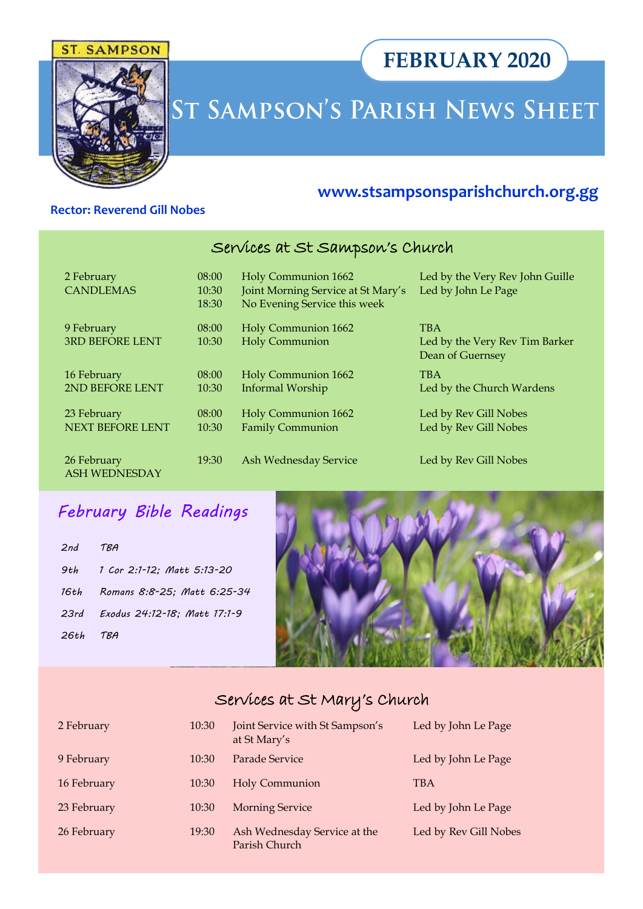ST. SAMPSON

# FEBRUARY 2020

# St Sampson's Parish News Sheet

**www.stsampsonsparishchurch.org.gg**

**Rector: Reverend Gill Nobes**

## Services at St Sampson's Church

| Date | Time | Service | Leader |
|---|---|---|---|
| 2 February CANDLEMAS | 08:00 | Holy Communion 1662 | Led by the Very Rev John Guille |
| | 10:30 | Joint Morning Service at St Mary's | Led by John Le Page |
| | 18:30 | No Evening Service this week | |
| 9 February 3RD BEFORE LENT | 08:00 | Holy Communion 1662 | TBA |
| | 10:30 | Holy Communion | Led by the Very Rev Tim Barker Dean of Guernsey |
| 16 February 2ND BEFORE LENT | 08:00 | Holy Communion 1662 | TBA |
| | 10:30 | Informal Worship | Led by the Church Wardens |
| 23 February NEXT BEFORE LENT | 08:00 | Holy Communion 1662 | Led by Rev Gill Nobes |
| | 10:30 | Family Communion | Led by Rev Gill Nobes |
| 26 February ASH WEDNESDAY | 19:30 | Ash Wednesday Service | Led by Rev Gill Nobes |

## *February Bible Readings*

| | |
|---|---|
| *2nd* | *TBA* |
| *9th* | *1 Cor 2:1-12; Matt 5:13-20* |
| *16th* | *Romans 8:8-25; Matt 6:25-34* |
| *23rd* | *Exodus 24:12-18; Matt 17:1-9* |
| *26th* | *TBA* |

## Services at St Mary's Church

| Date | Time | Service | Leader |
|---|---|---|---|
| 2 February | 10:30 | Joint Service with St Sampson's at St Mary's | Led by John Le Page |
| 9 February | 10:30 | Parade Service | Led by John Le Page |
| 16 February | 10:30 | Holy Communion | TBA |
| 23 February | 10:30 | Morning Service | Led by John Le Page |
| 26 February | 19:30 | Ash Wednesday Service at the Parish Church | Led by Rev Gill Nobes |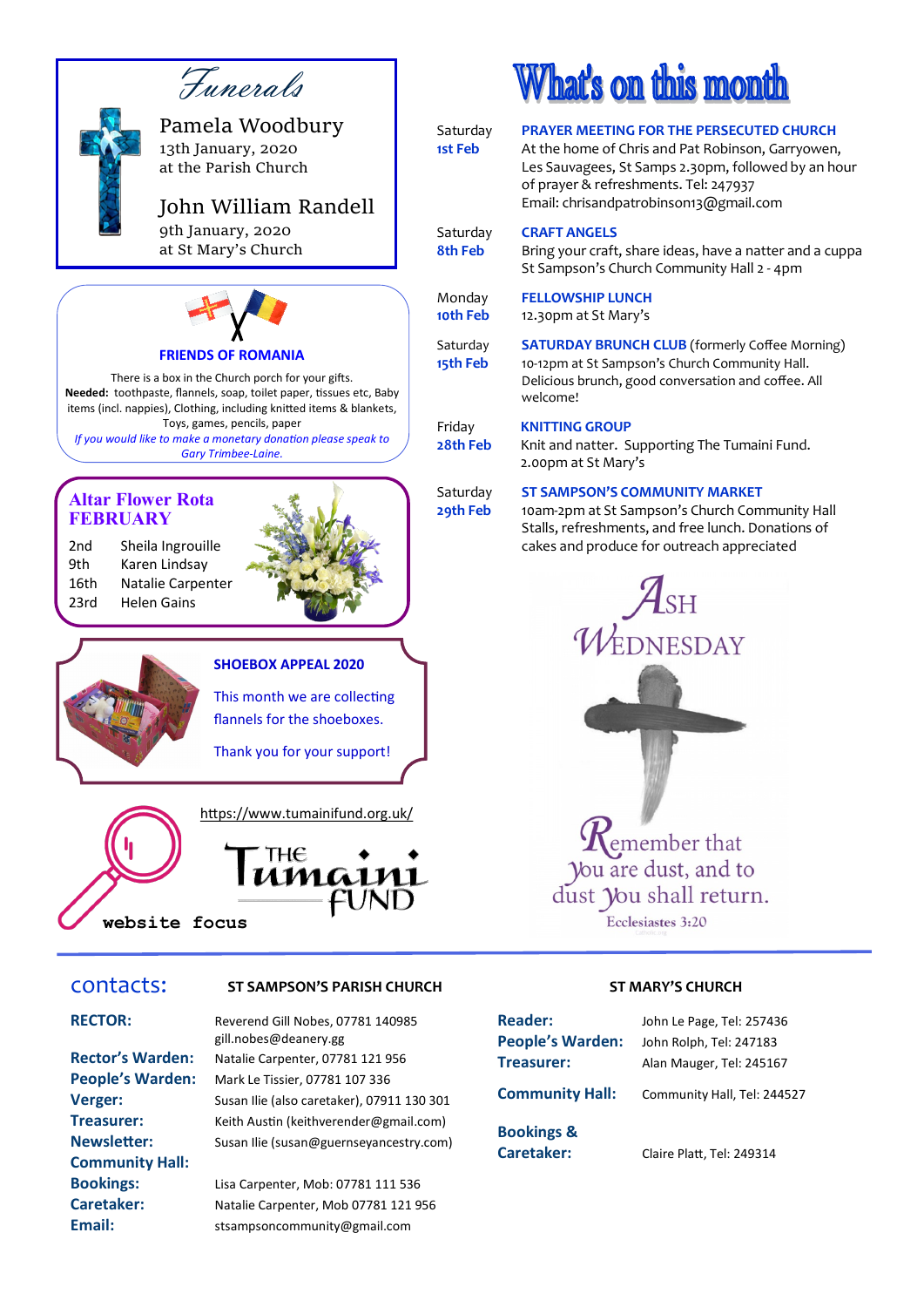## Funerals

**Pamela Woodbury**
13th January, 2020
at the Parish Church

**John William Randell**
9th January, 2020
at St Mary's Church

### FRIENDS OF ROMANIA

There is a box in the Church porch for your gifts.
**Needed:** toothpaste, flannels, soap, toilet paper, tissues etc, Baby items (incl. nappies), Clothing, including knitted items & blankets, Toys, games, pencils, paper
*If you would like to make a monetary donation please speak to Gary Trimbee-Laine.*

### Altar Flower Rota FEBRUARY

| | |
|---|---|
| 2nd | Sheila Ingrouille |
| 9th | Karen Lindsay |
| 16th | Natalie Carpenter |
| 23rd | Helen Gains |

### SHOEBOX APPEAL 2020

This month we are collecting flannels for the shoeboxes.

Thank you for your support!

**website focus**

https://www.tumainifund.org.uk/

THE Tumaini FUND

# What's on this month

**Saturday 1st Feb** — **PRAYER MEETING FOR THE PERSECUTED CHURCH**
At the home of Chris and Pat Robinson, Garryowen, Les Sauvagees, St Samps 2.30pm, followed by an hour of prayer & refreshments. Tel: 247937
Email: chrisandpatrobinson13@gmail.com

**Saturday 8th Feb** — **CRAFT ANGELS**
Bring your craft, share ideas, have a natter and a cuppa
St Sampson's Church Community Hall 2 - 4pm

**Monday 10th Feb** — **FELLOWSHIP LUNCH**
12.30pm at St Mary's

**Saturday 15th Feb** — **SATURDAY BRUNCH CLUB** (formerly Coffee Morning)
10-12pm at St Sampson's Church Community Hall. Delicious brunch, good conversation and coffee. All welcome!

**Friday 28th Feb** — **KNITTING GROUP**
Knit and natter. Supporting The Tumaini Fund.
2.00pm at St Mary's

**Saturday 29th Feb** — **ST SAMPSON'S COMMUNITY MARKET**
10am-2pm at St Sampson's Church Community Hall
Stalls, refreshments, and free lunch. Donations of cakes and produce for outreach appreciated

## Ash Wednesday

Remember that you are dust, and to dust you shall return.
Ecclesiastes 3:20

## contacts:

### ST SAMPSON'S PARISH CHURCH

| | |
|---|---|
| **RECTOR:** | Reverend Gill Nobes, 07781 140985 gill.nobes@deanery.gg |
| **Rector's Warden:** | Natalie Carpenter, 07781 121 956 |
| **People's Warden:** | Mark Le Tissier, 07781 107 336 |
| **Verger:** | Susan Ilie (also caretaker), 07911 130 301 |
| **Treasurer:** | Keith Austin (keithverender@gmail.com) |
| **Newsletter:** | Susan Ilie (susan@guernseyancestry.com) |
| **Community Hall: Bookings:** | Lisa Carpenter, Mob: 07781 111 536 |
| **Caretaker:** | Natalie Carpenter, Mob 07781 121 956 |
| **Email:** | stsampsoncommunity@gmail.com |

### ST MARY'S CHURCH

| | |
|---|---|
| **Reader:** | John Le Page, Tel: 257436 |
| **People's Warden:** | John Rolph, Tel: 247183 |
| **Treasurer:** | Alan Mauger, Tel: 245167 |
| **Community Hall:** | Community Hall, Tel: 244527 |
| **Bookings & Caretaker:** | Claire Platt, Tel: 249314 |